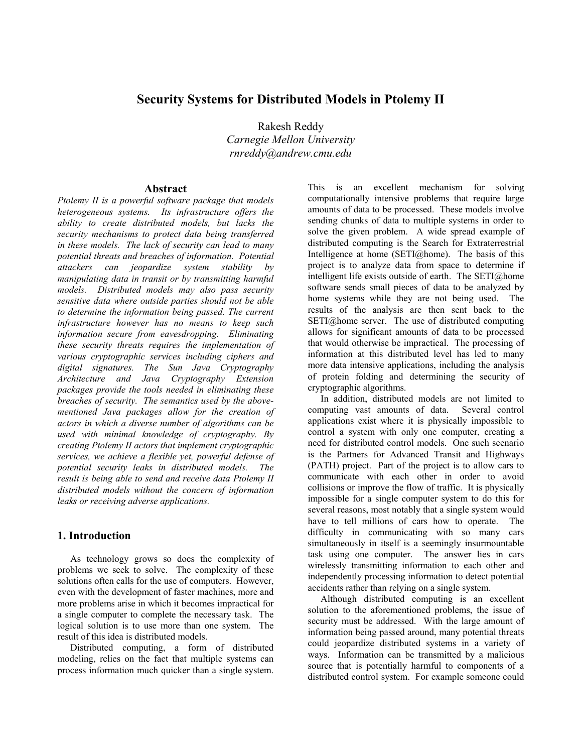# Security Systems for Distributed Models in Ptolemy II

Rakesh Reddy
*Carnegie Mellon University*
*rnreddy@andrew.cmu.edu*

## Abstract

*Ptolemy II is a powerful software package that models heterogeneous systems. Its infrastructure offers the ability to create distributed models, but lacks the security mechanisms to protect data being transferred in these models. The lack of security can lead to many potential threats and breaches of information. Potential attackers can jeopardize system stability by manipulating data in transit or by transmitting harmful models. Distributed models may also pass security sensitive data where outside parties should not be able to determine the information being passed. The current infrastructure however has no means to keep such information secure from eavesdropping. Eliminating these security threats requires the implementation of various cryptographic services including ciphers and digital signatures. The Sun Java Cryptography Architecture and Java Cryptography Extension packages provide the tools needed in eliminating these breaches of security. The semantics used by the above-mentioned Java packages allow for the creation of actors in which a diverse number of algorithms can be used with minimal knowledge of cryptography. By creating Ptolemy II actors that implement cryptographic services, we achieve a flexible yet, powerful defense of potential security leaks in distributed models. The result is being able to send and receive data Ptolemy II distributed models without the concern of information leaks or receiving adverse applications.*

## 1. Introduction

As technology grows so does the complexity of problems we seek to solve. The complexity of these solutions often calls for the use of computers. However, even with the development of faster machines, more and more problems arise in which it becomes impractical for a single computer to complete the necessary task. The logical solution is to use more than one system. The result of this idea is distributed models.

Distributed computing, a form of distributed modeling, relies on the fact that multiple systems can process information much quicker than a single system. This is an excellent mechanism for solving computationally intensive problems that require large amounts of data to be processed. These models involve sending chunks of data to multiple systems in order to solve the given problem. A wide spread example of distributed computing is the Search for Extraterrestrial Intelligence at home (SETI@home). The basis of this project is to analyze data from space to determine if intelligent life exists outside of earth. The SETI@home software sends small pieces of data to be analyzed by home systems while they are not being used. The results of the analysis are then sent back to the SETI@home server. The use of distributed computing allows for significant amounts of data to be processed that would otherwise be impractical. The processing of information at this distributed level has led to many more data intensive applications, including the analysis of protein folding and determining the security of cryptographic algorithms.

In addition, distributed models are not limited to computing vast amounts of data. Several control applications exist where it is physically impossible to control a system with only one computer, creating a need for distributed control models. One such scenario is the Partners for Advanced Transit and Highways (PATH) project. Part of the project is to allow cars to communicate with each other in order to avoid collisions or improve the flow of traffic. It is physically impossible for a single computer system to do this for several reasons, most notably that a single system would have to tell millions of cars how to operate. The difficulty in communicating with so many cars simultaneously in itself is a seemingly insurmountable task using one computer. The answer lies in cars wirelessly transmitting information to each other and independently processing information to detect potential accidents rather than relying on a single system.

Although distributed computing is an excellent solution to the aforementioned problems, the issue of security must be addressed. With the large amount of information being passed around, many potential threats could jeopardize distributed systems in a variety of ways. Information can be transmitted by a malicious source that is potentially harmful to components of a distributed control system. For example someone could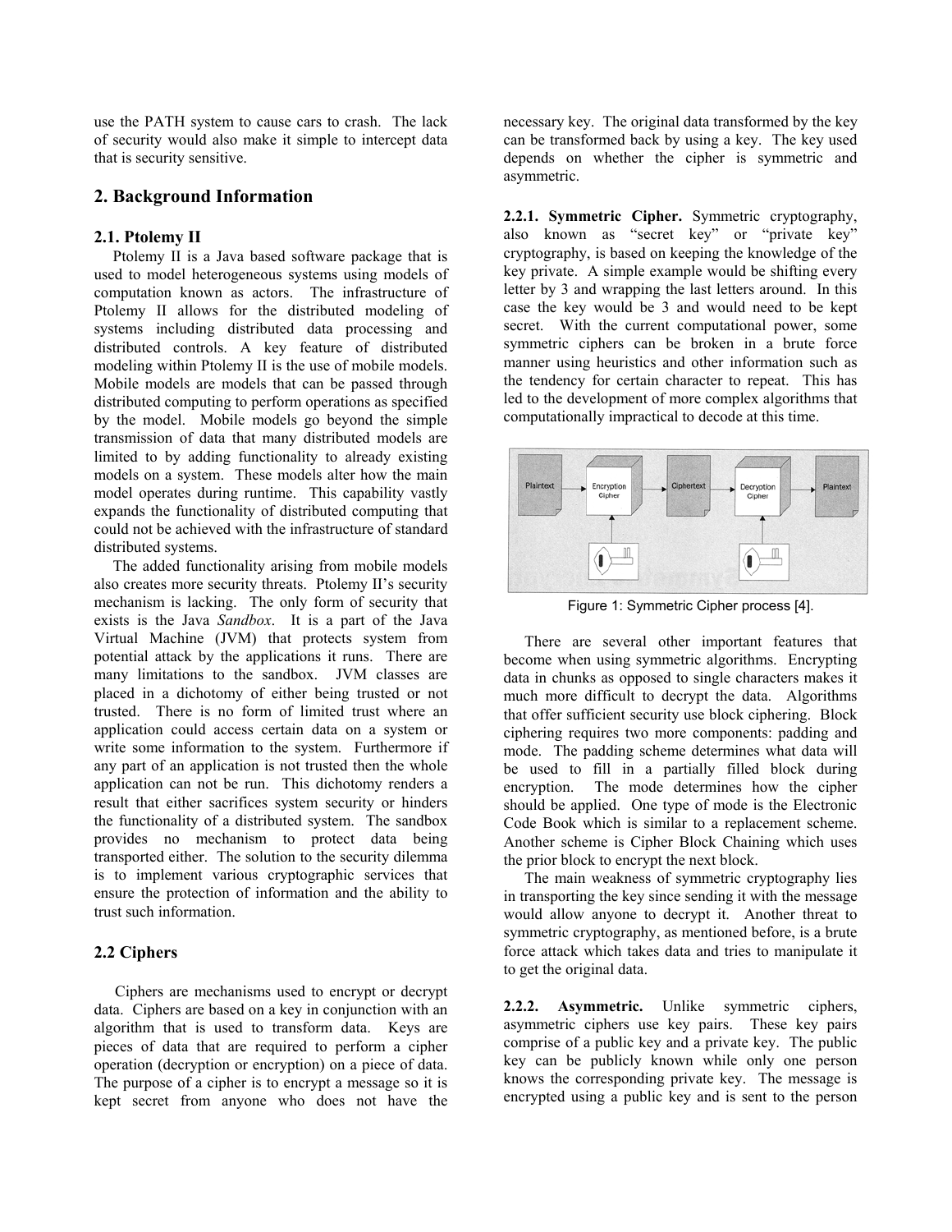use the PATH system to cause cars to crash. The lack of security would also make it simple to intercept data that is security sensitive.

## 2. Background Information

### 2.1. Ptolemy II

Ptolemy II is a Java based software package that is used to model heterogeneous systems using models of computation known as actors. The infrastructure of Ptolemy II allows for the distributed modeling of systems including distributed data processing and distributed controls. A key feature of distributed modeling within Ptolemy II is the use of mobile models. Mobile models are models that can be passed through distributed computing to perform operations as specified by the model. Mobile models go beyond the simple transmission of data that many distributed models are limited to by adding functionality to already existing models on a system. These models alter how the main model operates during runtime. This capability vastly expands the functionality of distributed computing that could not be achieved with the infrastructure of standard distributed systems.

The added functionality arising from mobile models also creates more security threats. Ptolemy II's security mechanism is lacking. The only form of security that exists is the Java *Sandbox*. It is a part of the Java Virtual Machine (JVM) that protects system from potential attack by the applications it runs. There are many limitations to the sandbox. JVM classes are placed in a dichotomy of either being trusted or not trusted. There is no form of limited trust where an application could access certain data on a system or write some information to the system. Furthermore if any part of an application is not trusted then the whole application can not be run. This dichotomy renders a result that either sacrifices system security or hinders the functionality of a distributed system. The sandbox provides no mechanism to protect data being transported either. The solution to the security dilemma is to implement various cryptographic services that ensure the protection of information and the ability to trust such information.

### 2.2 Ciphers

Ciphers are mechanisms used to encrypt or decrypt data. Ciphers are based on a key in conjunction with an algorithm that is used to transform data. Keys are pieces of data that are required to perform a cipher operation (decryption or encryption) on a piece of data. The purpose of a cipher is to encrypt a message so it is kept secret from anyone who does not have the necessary key. The original data transformed by the key can be transformed back by using a key. The key used depends on whether the cipher is symmetric and asymmetric.

**2.2.1. Symmetric Cipher.** Symmetric cryptography, also known as "secret key" or "private key" cryptography, is based on keeping the knowledge of the key private. A simple example would be shifting every letter by 3 and wrapping the last letters around. In this case the key would be 3 and would need to be kept secret. With the current computational power, some symmetric ciphers can be broken in a brute force manner using heuristics and other information such as the tendency for certain character to repeat. This has led to the development of more complex algorithms that computationally impractical to decode at this time.

Figure 1: Symmetric Cipher process [4].

There are several other important features that become when using symmetric algorithms. Encrypting data in chunks as opposed to single characters makes it much more difficult to decrypt the data. Algorithms that offer sufficient security use block ciphering. Block ciphering requires two more components: padding and mode. The padding scheme determines what data will be used to fill in a partially filled block during encryption. The mode determines how the cipher should be applied. One type of mode is the Electronic Code Book which is similar to a replacement scheme. Another scheme is Cipher Block Chaining which uses the prior block to encrypt the next block.

The main weakness of symmetric cryptography lies in transporting the key since sending it with the message would allow anyone to decrypt it. Another threat to symmetric cryptography, as mentioned before, is a brute force attack which takes data and tries to manipulate it to get the original data.

**2.2.2. Asymmetric.** Unlike symmetric ciphers, asymmetric ciphers use key pairs. These key pairs comprise of a public key and a private key. The public key can be publicly known while only one person knows the corresponding private key. The message is encrypted using a public key and is sent to the person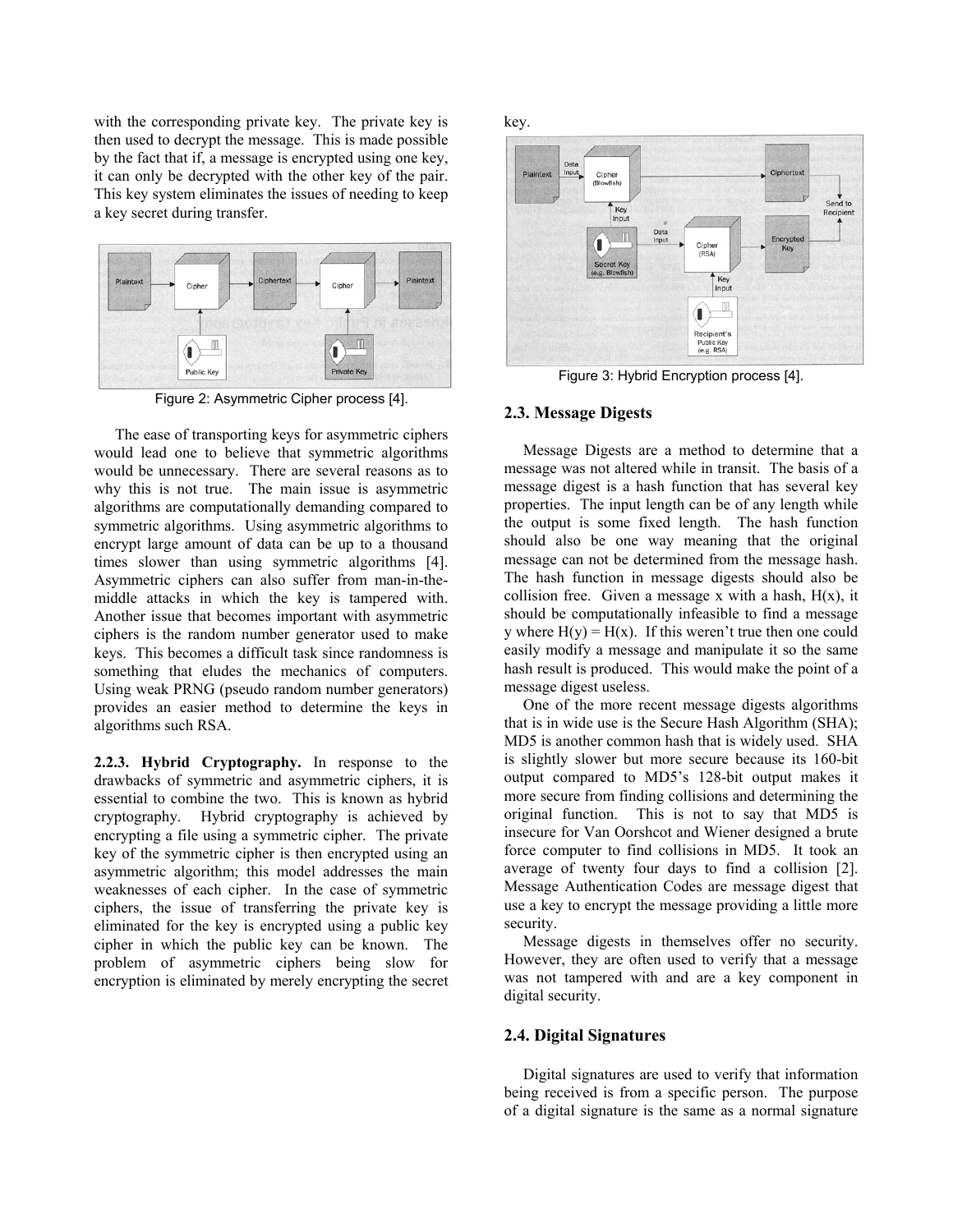with the corresponding private key. The private key is then used to decrypt the message. This is made possible by the fact that if, a message is encrypted using one key, it can only be decrypted with the other key of the pair. This key system eliminates the issues of needing to keep a key secret during transfer.

Figure 2: Asymmetric Cipher process [4].

The ease of transporting keys for asymmetric ciphers would lead one to believe that symmetric algorithms would be unnecessary. There are several reasons as to why this is not true. The main issue is asymmetric algorithms are computationally demanding compared to symmetric algorithms. Using asymmetric algorithms to encrypt large amount of data can be up to a thousand times slower than using symmetric algorithms [4]. Asymmetric ciphers can also suffer from man-in-the-middle attacks in which the key is tampered with. Another issue that becomes important with asymmetric ciphers is the random number generator used to make keys. This becomes a difficult task since randomness is something that eludes the mechanics of computers. Using weak PRNG (pseudo random number generators) provides an easier method to determine the keys in algorithms such RSA.

**2.2.3. Hybrid Cryptography.** In response to the drawbacks of symmetric and asymmetric ciphers, it is essential to combine the two. This is known as hybrid cryptography. Hybrid cryptography is achieved by encrypting a file using a symmetric cipher. The private key of the symmetric cipher is then encrypted using an asymmetric algorithm; this model addresses the main weaknesses of each cipher. In the case of symmetric ciphers, the issue of transferring the private key is eliminated for the key is encrypted using a public key cipher in which the public key can be known. The problem of asymmetric ciphers being slow for encryption is eliminated by merely encrypting the secret key.

Figure 3: Hybrid Encryption process [4].

## 2.3. Message Digests

Message Digests are a method to determine that a message was not altered while in transit. The basis of a message digest is a hash function that has several key properties. The input length can be of any length while the output is some fixed length. The hash function should also be one way meaning that the original message can not be determined from the message hash. The hash function in message digests should also be collision free. Given a message x with a hash, $H(x)$, it should be computationally infeasible to find a message y where $H(y) = H(x)$. If this weren't true then one could easily modify a message and manipulate it so the same hash result is produced. This would make the point of a message digest useless.

One of the more recent message digests algorithms that is in wide use is the Secure Hash Algorithm (SHA); MD5 is another common hash that is widely used. SHA is slightly slower but more secure because its 160-bit output compared to MD5's 128-bit output makes it more secure from finding collisions and determining the original function. This is not to say that MD5 is insecure for Van Oorshcot and Wiener designed a brute force computer to find collisions in MD5. It took an average of twenty four days to find a collision [2]. Message Authentication Codes are message digest that use a key to encrypt the message providing a little more security.

Message digests in themselves offer no security. However, they are often used to verify that a message was not tampered with and are a key component in digital security.

## 2.4. Digital Signatures

Digital signatures are used to verify that information being received is from a specific person. The purpose of a digital signature is the same as a normal signature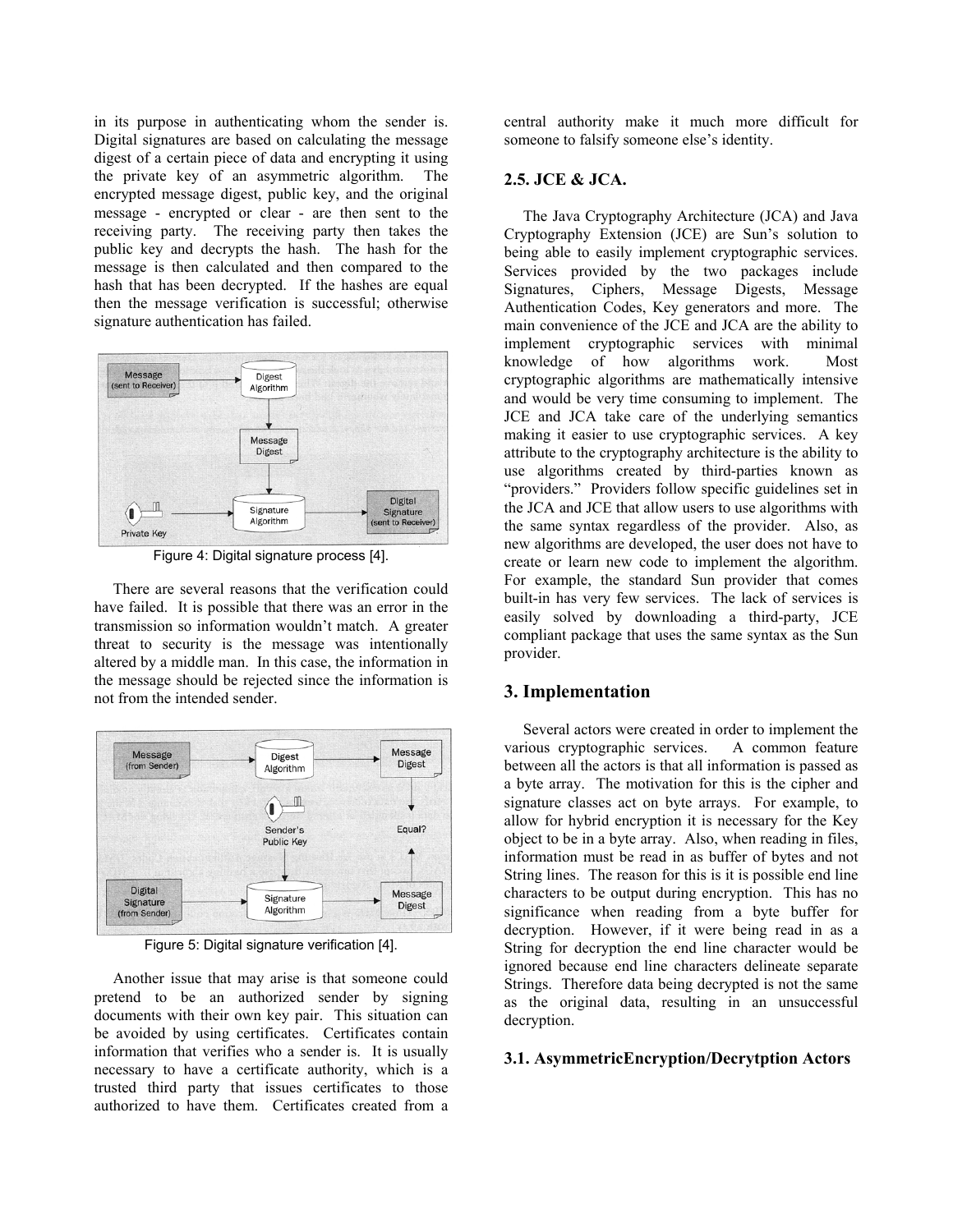in its purpose in authenticating whom the sender is. Digital signatures are based on calculating the message digest of a certain piece of data and encrypting it using the private key of an asymmetric algorithm. The encrypted message digest, public key, and the original message - encrypted or clear - are then sent to the receiving party. The receiving party then takes the public key and decrypts the hash. The hash for the message is then calculated and then compared to the hash that has been decrypted. If the hashes are equal then the message verification is successful; otherwise signature authentication has failed.

Figure 4: Digital signature process [4].

There are several reasons that the verification could have failed. It is possible that there was an error in the transmission so information wouldn't match. A greater threat to security is the message was intentionally altered by a middle man. In this case, the information in the message should be rejected since the information is not from the intended sender.

Figure 5: Digital signature verification [4].

Another issue that may arise is that someone could pretend to be an authorized sender by signing documents with their own key pair. This situation can be avoided by using certificates. Certificates contain information that verifies who a sender is. It is usually necessary to have a certificate authority, which is a trusted third party that issues certificates to those authorized to have them. Certificates created from a central authority make it much more difficult for someone to falsify someone else's identity.

### 2.5. JCE & JCA.

The Java Cryptography Architecture (JCA) and Java Cryptography Extension (JCE) are Sun's solution to being able to easily implement cryptographic services. Services provided by the two packages include Signatures, Ciphers, Message Digests, Message Authentication Codes, Key generators and more. The main convenience of the JCE and JCA are the ability to implement cryptographic services with minimal knowledge of how algorithms work. Most cryptographic algorithms are mathematically intensive and would be very time consuming to implement. The JCE and JCA take care of the underlying semantics making it easier to use cryptographic services. A key attribute to the cryptography architecture is the ability to use algorithms created by third-parties known as "providers." Providers follow specific guidelines set in the JCA and JCE that allow users to use algorithms with the same syntax regardless of the provider. Also, as new algorithms are developed, the user does not have to create or learn new code to implement the algorithm. For example, the standard Sun provider that comes built-in has very few services. The lack of services is easily solved by downloading a third-party, JCE compliant package that uses the same syntax as the Sun provider.

## 3. Implementation

Several actors were created in order to implement the various cryptographic services. A common feature between all the actors is that all information is passed as a byte array. The motivation for this is the cipher and signature classes act on byte arrays. For example, to allow for hybrid encryption it is necessary for the Key object to be in a byte array. Also, when reading in files, information must be read in as buffer of bytes and not String lines. The reason for this is it is possible end line characters to be output during encryption. This has no significance when reading from a byte buffer for decryption. However, if it were being read in as a String for decryption the end line character would be ignored because end line characters delineate separate Strings. Therefore data being decrypted is not the same as the original data, resulting in an unsuccessful decryption.

### 3.1. AsymmetricEncryption/Decrytption Actors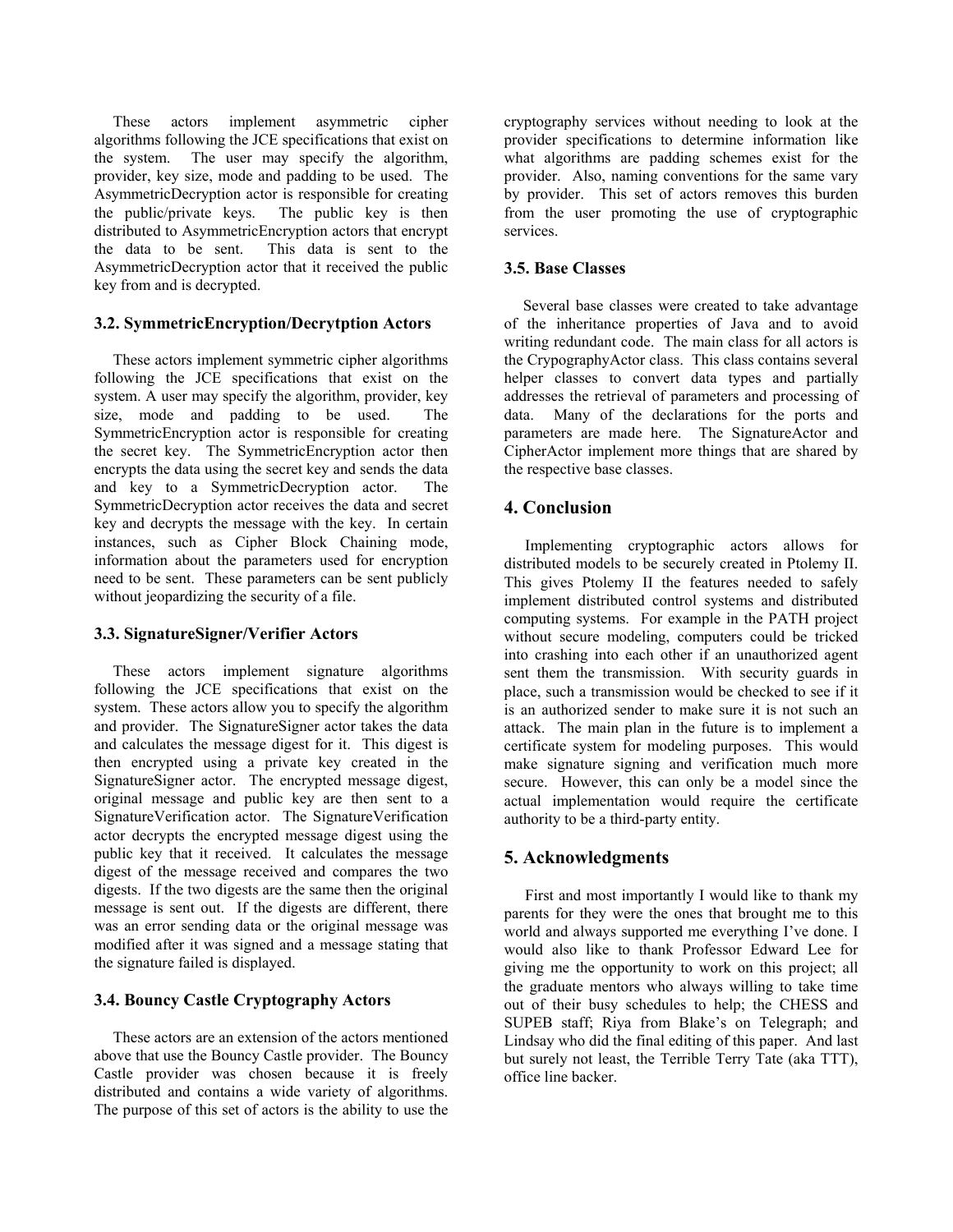These actors implement asymmetric cipher algorithms following the JCE specifications that exist on the system. The user may specify the algorithm, provider, key size, mode and padding to be used. The AsymmetricDecryption actor is responsible for creating the public/private keys. The public key is then distributed to AsymmetricEncryption actors that encrypt the data to be sent. This data is sent to the AsymmetricDecryption actor that it received the public key from and is decrypted.

### 3.2. SymmetricEncryption/Decrytption Actors

These actors implement symmetric cipher algorithms following the JCE specifications that exist on the system. A user may specify the algorithm, provider, key size, mode and padding to be used. The SymmetricEncryption actor is responsible for creating the secret key. The SymmetricEncryption actor then encrypts the data using the secret key and sends the data and key to a SymmetricDecryption actor. The SymmetricDecryption actor receives the data and secret key and decrypts the message with the key. In certain instances, such as Cipher Block Chaining mode, information about the parameters used for encryption need to be sent. These parameters can be sent publicly without jeopardizing the security of a file.

### 3.3. SignatureSigner/Verifier Actors

These actors implement signature algorithms following the JCE specifications that exist on the system. These actors allow you to specify the algorithm and provider. The SignatureSigner actor takes the data and calculates the message digest for it. This digest is then encrypted using a private key created in the SignatureSigner actor. The encrypted message digest, original message and public key are then sent to a SignatureVerification actor. The SignatureVerification actor decrypts the encrypted message digest using the public key that it received. It calculates the message digest of the message received and compares the two digests. If the two digests are the same then the original message is sent out. If the digests are different, there was an error sending data or the original message was modified after it was signed and a message stating that the signature failed is displayed.

### 3.4. Bouncy Castle Cryptography Actors

These actors are an extension of the actors mentioned above that use the Bouncy Castle provider. The Bouncy Castle provider was chosen because it is freely distributed and contains a wide variety of algorithms. The purpose of this set of actors is the ability to use the cryptography services without needing to look at the provider specifications to determine information like what algorithms are padding schemes exist for the provider. Also, naming conventions for the same vary by provider. This set of actors removes this burden from the user promoting the use of cryptographic services.

### 3.5. Base Classes

Several base classes were created to take advantage of the inheritance properties of Java and to avoid writing redundant code. The main class for all actors is the CrypographyActor class. This class contains several helper classes to convert data types and partially addresses the retrieval of parameters and processing of data. Many of the declarations for the ports and parameters are made here. The SignatureActor and CipherActor implement more things that are shared by the respective base classes.

## 4. Conclusion

Implementing cryptographic actors allows for distributed models to be securely created in Ptolemy II. This gives Ptolemy II the features needed to safely implement distributed control systems and distributed computing systems. For example in the PATH project without secure modeling, computers could be tricked into crashing into each other if an unauthorized agent sent them the transmission. With security guards in place, such a transmission would be checked to see if it is an authorized sender to make sure it is not such an attack. The main plan in the future is to implement a certificate system for modeling purposes. This would make signature signing and verification much more secure. However, this can only be a model since the actual implementation would require the certificate authority to be a third-party entity.

## 5. Acknowledgments

First and most importantly I would like to thank my parents for they were the ones that brought me to this world and always supported me everything I've done. I would also like to thank Professor Edward Lee for giving me the opportunity to work on this project; all the graduate mentors who always willing to take time out of their busy schedules to help; the CHESS and SUPEB staff; Riya from Blake's on Telegraph; and Lindsay who did the final editing of this paper. And last but surely not least, the Terrible Terry Tate (aka TTT), office line backer.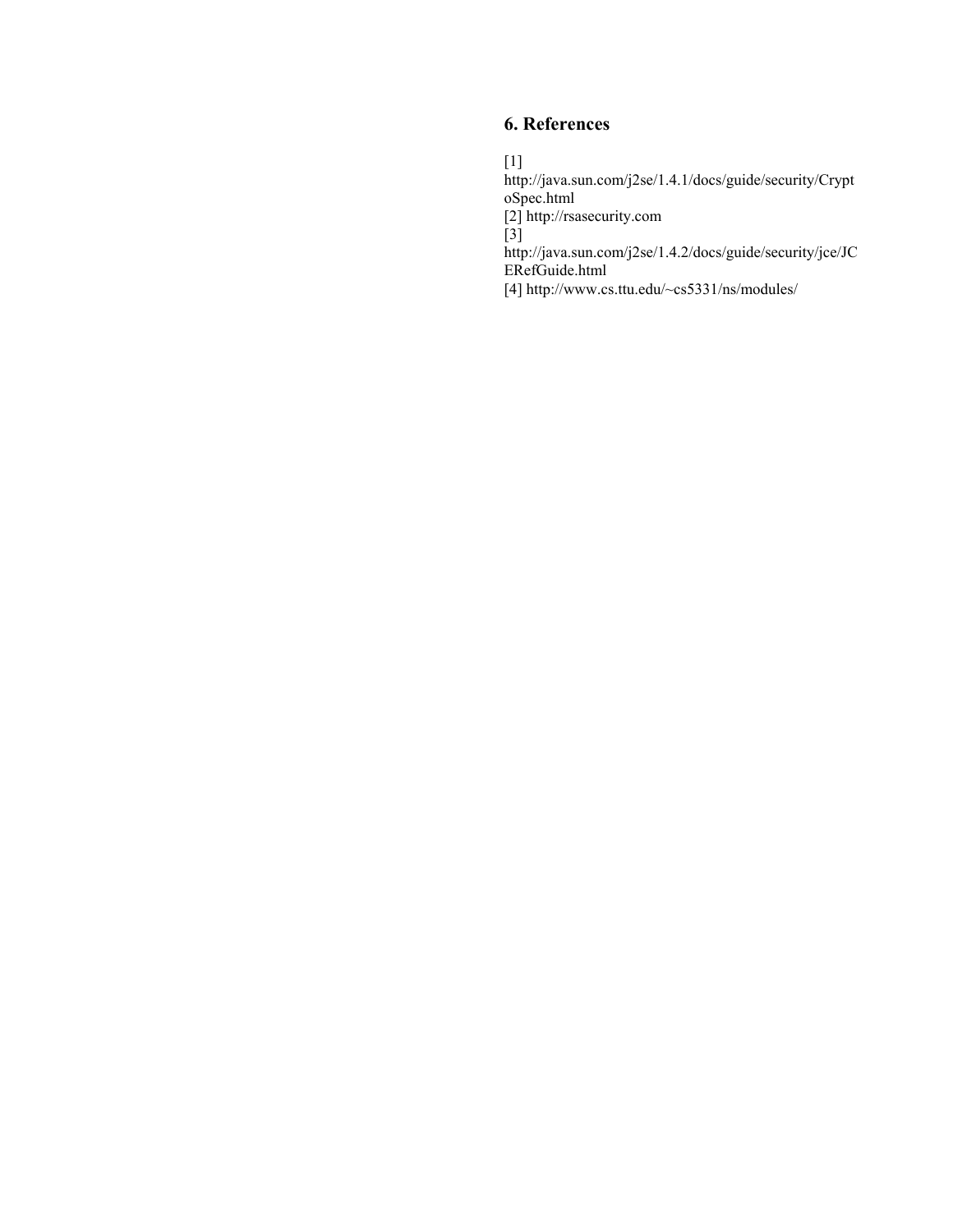## 6. References

[1] http://java.sun.com/j2se/1.4.1/docs/guide/security/CryptoSpec.html

[2] http://rsasecurity.com

[3] http://java.sun.com/j2se/1.4.2/docs/guide/security/jce/JCERefGuide.html

[4] http://www.cs.ttu.edu/~cs5331/ns/modules/